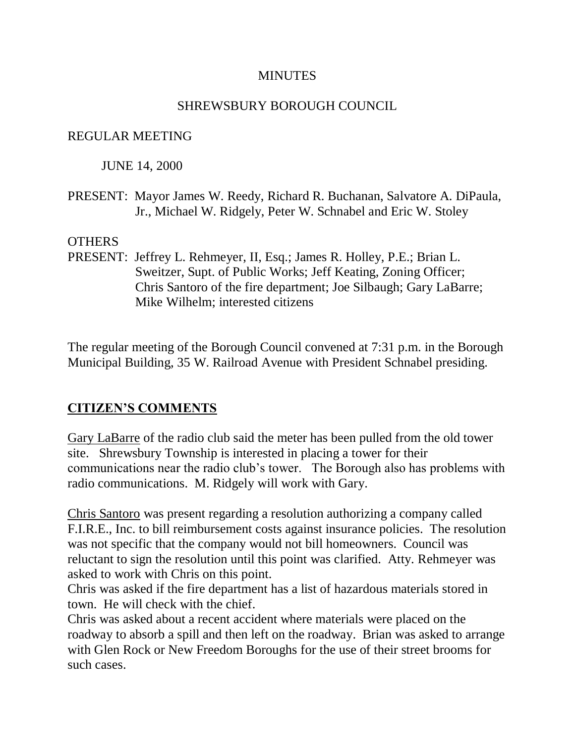# MINUTES

## SHREWSBURY BOROUGH COUNCIL

REGULAR MEETING

JUNE 14, 2000

PRESENT: Mayor James W. Reedy, Richard R. Buchanan, Salvatore A. DiPaula, Jr., Michael W. Ridgely, Peter W. Schnabel and Eric W. Stoley

OTHERS PRESENT: Jeffrey L. Rehmeyer, II, Esq.; James R. Holley, P.E.; Brian L. Sweitzer, Supt. of Public Works; Jeff Keating, Zoning Officer; Chris Santoro of the fire department; Joe Silbaugh; Gary LaBarre; Mike Wilhelm; interested citizens

The regular meeting of the Borough Council convened at 7:31 p.m. in the Borough Municipal Building, 35 W. Railroad Avenue with President Schnabel presiding.

## CITIZEN'S COMMENTS

Gary LaBarre of the radio club said the meter has been pulled from the old tower site. Shrewsbury Township is interested in placing a tower for their communications near the radio club's tower. The Borough also has problems with radio communications. M. Ridgely will work with Gary.

Chris Santoro was present regarding a resolution authorizing a company called F.I.R.E., Inc. to bill reimbursement costs against insurance policies. The resolution was not specific that the company would not bill homeowners. Council was reluctant to sign the resolution until this point was clarified. Atty. Rehmeyer was asked to work with Chris on this point.

Chris was asked if the fire department has a list of hazardous materials stored in town. He will check with the chief.

Chris was asked about a recent accident where materials were placed on the roadway to absorb a spill and then left on the roadway. Brian was asked to arrange with Glen Rock or New Freedom Boroughs for the use of their street brooms for such cases.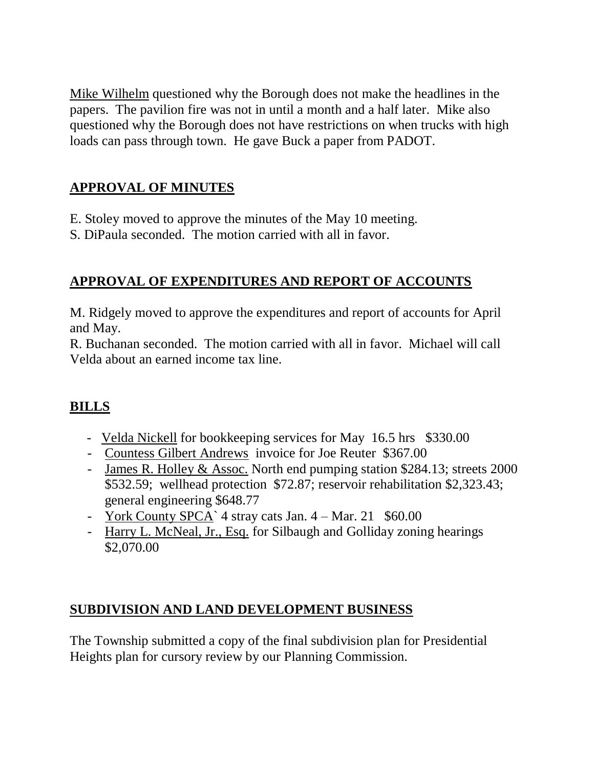Mike Wilhelm questioned why the Borough does not make the headlines in the papers. The pavilion fire was not in until a month and a half later. Mike also questioned why the Borough does not have restrictions on when trucks with high loads can pass through town. He gave Buck a paper from PADOT.

## APPROVAL OF MINUTES

E. Stoley moved to approve the minutes of the May 10 meeting.
S. DiPaula seconded. The motion carried with all in favor.

## APPROVAL OF EXPENDITURES AND REPORT OF ACCOUNTS

M. Ridgely moved to approve the expenditures and report of accounts for April and May.
R. Buchanan seconded. The motion carried with all in favor. Michael will call Velda about an earned income tax line.

## BILLS

- Velda Nickell for bookkeeping services for May 16.5 hrs $330.00
- Countess Gilbert Andrews invoice for Joe Reuter $367.00
- James R. Holley & Assoc. North end pumping station $284.13; streets 2000 $532.59; wellhead protection $72.87; reservoir rehabilitation $2,323.43; general engineering $648.77
- York County SPCA` 4 stray cats Jan. 4 – Mar. 21 $60.00
- Harry L. McNeal, Jr., Esq. for Silbaugh and Golliday zoning hearings $2,070.00

## SUBDIVISION AND LAND DEVELOPMENT BUSINESS

The Township submitted a copy of the final subdivision plan for Presidential Heights plan for cursory review by our Planning Commission.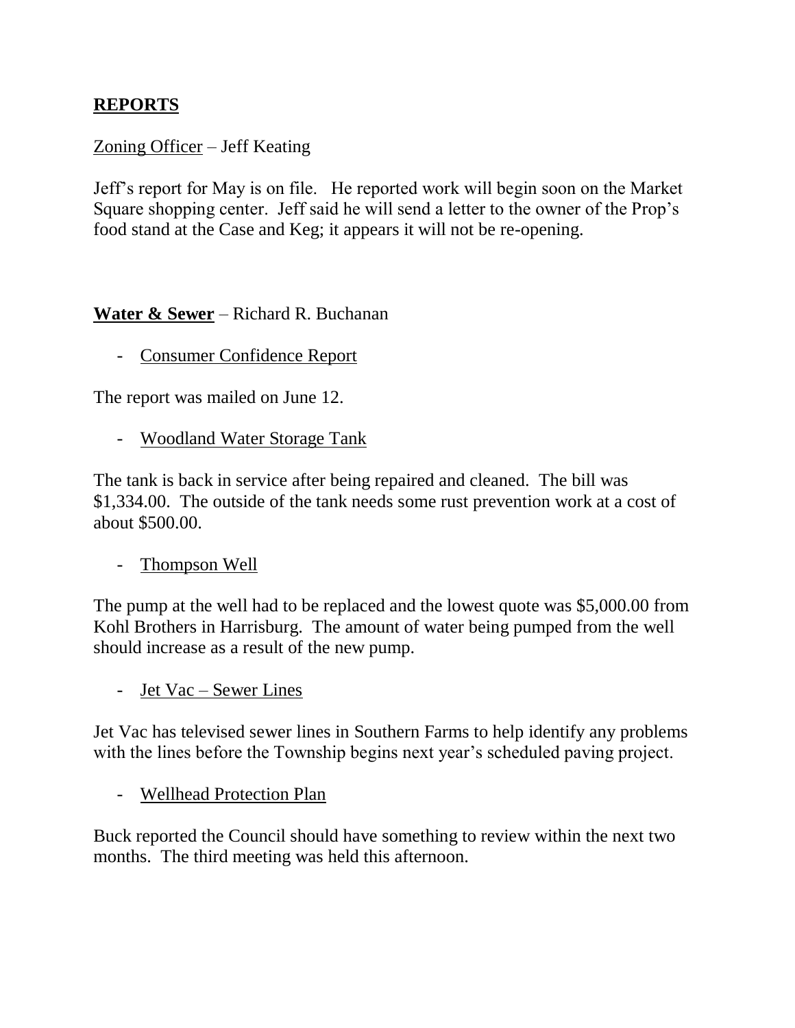## **REPORTS**

Zoning Officer – Jeff Keating

Jeff's report for May is on file. He reported work will begin soon on the Market Square shopping center. Jeff said he will send a letter to the owner of the Prop's food stand at the Case and Keg; it appears it will not be re-opening.

**Water & Sewer** – Richard R. Buchanan

- Consumer Confidence Report

The report was mailed on June 12.

- Woodland Water Storage Tank

The tank is back in service after being repaired and cleaned. The bill was $1,334.00. The outside of the tank needs some rust prevention work at a cost of about $500.00.

- Thompson Well

The pump at the well had to be replaced and the lowest quote was $5,000.00 from Kohl Brothers in Harrisburg. The amount of water being pumped from the well should increase as a result of the new pump.

- Jet Vac – Sewer Lines

Jet Vac has televised sewer lines in Southern Farms to help identify any problems with the lines before the Township begins next year's scheduled paving project.

- Wellhead Protection Plan

Buck reported the Council should have something to review within the next two months. The third meeting was held this afternoon.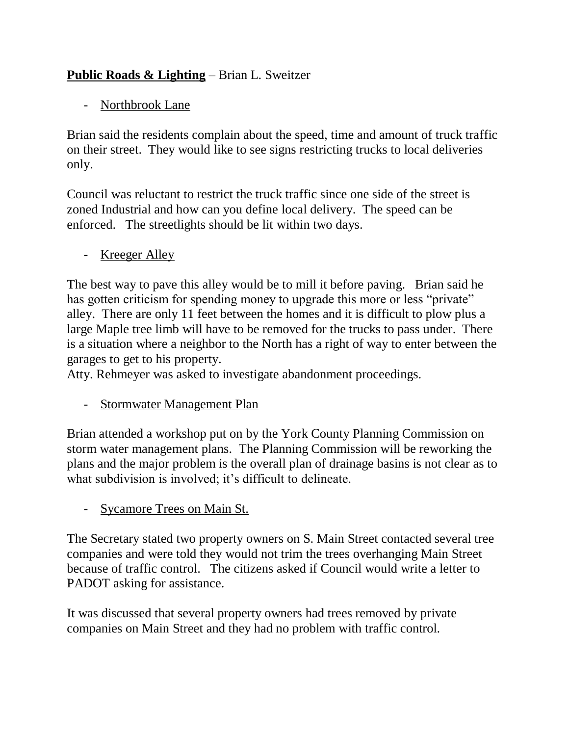**<u>Public Roads & Lighting</u>** – Brian L. Sweitzer

- <u>Northbrook Lane</u>

Brian said the residents complain about the speed, time and amount of truck traffic on their street. They would like to see signs restricting trucks to local deliveries only.

Council was reluctant to restrict the truck traffic since one side of the street is zoned Industrial and how can you define local delivery. The speed can be enforced. The streetlights should be lit within two days.

- <u>Kreeger Alley</u>

The best way to pave this alley would be to mill it before paving. Brian said he has gotten criticism for spending money to upgrade this more or less "private" alley. There are only 11 feet between the homes and it is difficult to plow plus a large Maple tree limb will have to be removed for the trucks to pass under. There is a situation where a neighbor to the North has a right of way to enter between the garages to get to his property.
Atty. Rehmeyer was asked to investigate abandonment proceedings.

- <u>Stormwater Management Plan</u>

Brian attended a workshop put on by the York County Planning Commission on storm water management plans. The Planning Commission will be reworking the plans and the major problem is the overall plan of drainage basins is not clear as to what subdivision is involved; it's difficult to delineate.

- <u>Sycamore Trees on Main St.</u>

The Secretary stated two property owners on S. Main Street contacted several tree companies and were told they would not trim the trees overhanging Main Street because of traffic control. The citizens asked if Council would write a letter to PADOT asking for assistance.

It was discussed that several property owners had trees removed by private companies on Main Street and they had no problem with traffic control.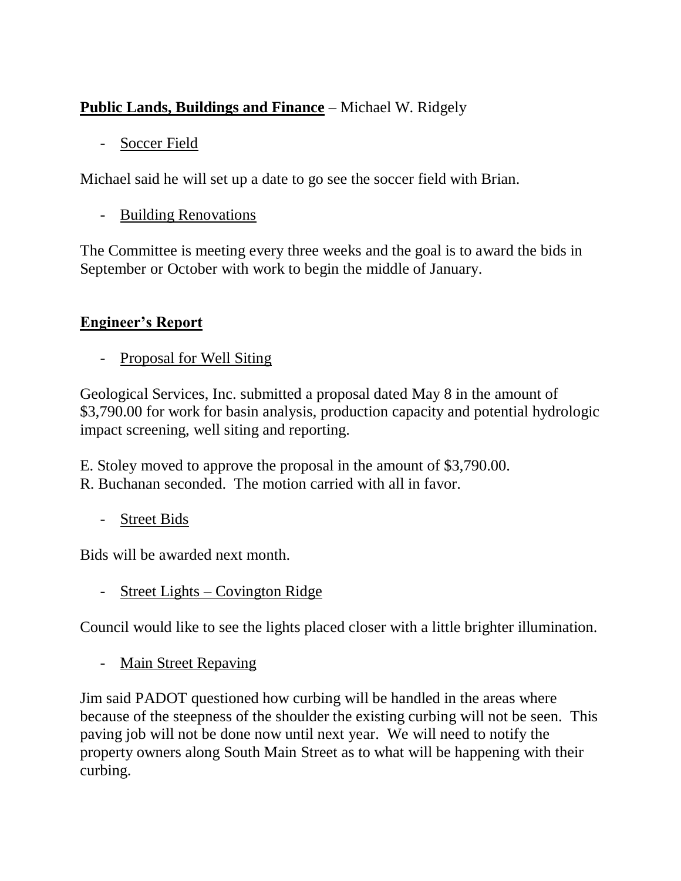**<u>Public Lands, Buildings and Finance</u>** – Michael W. Ridgely

- <u>Soccer Field</u>

Michael said he will set up a date to go see the soccer field with Brian.

- <u>Building Renovations</u>

The Committee is meeting every three weeks and the goal is to award the bids in September or October with work to begin the middle of January.

**<u>Engineer's Report</u>**

- <u>Proposal for Well Siting</u>

Geological Services, Inc. submitted a proposal dated May 8 in the amount of $3,790.00 for work for basin analysis, production capacity and potential hydrologic impact screening, well siting and reporting.

E. Stoley moved to approve the proposal in the amount of $3,790.00.
R. Buchanan seconded. The motion carried with all in favor.

- <u>Street Bids</u>

Bids will be awarded next month.

- <u>Street Lights – Covington Ridge</u>

Council would like to see the lights placed closer with a little brighter illumination.

- <u>Main Street Repaving</u>

Jim said PADOT questioned how curbing will be handled in the areas where because of the steepness of the shoulder the existing curbing will not be seen. This paving job will not be done now until next year. We will need to notify the property owners along South Main Street as to what will be happening with their curbing.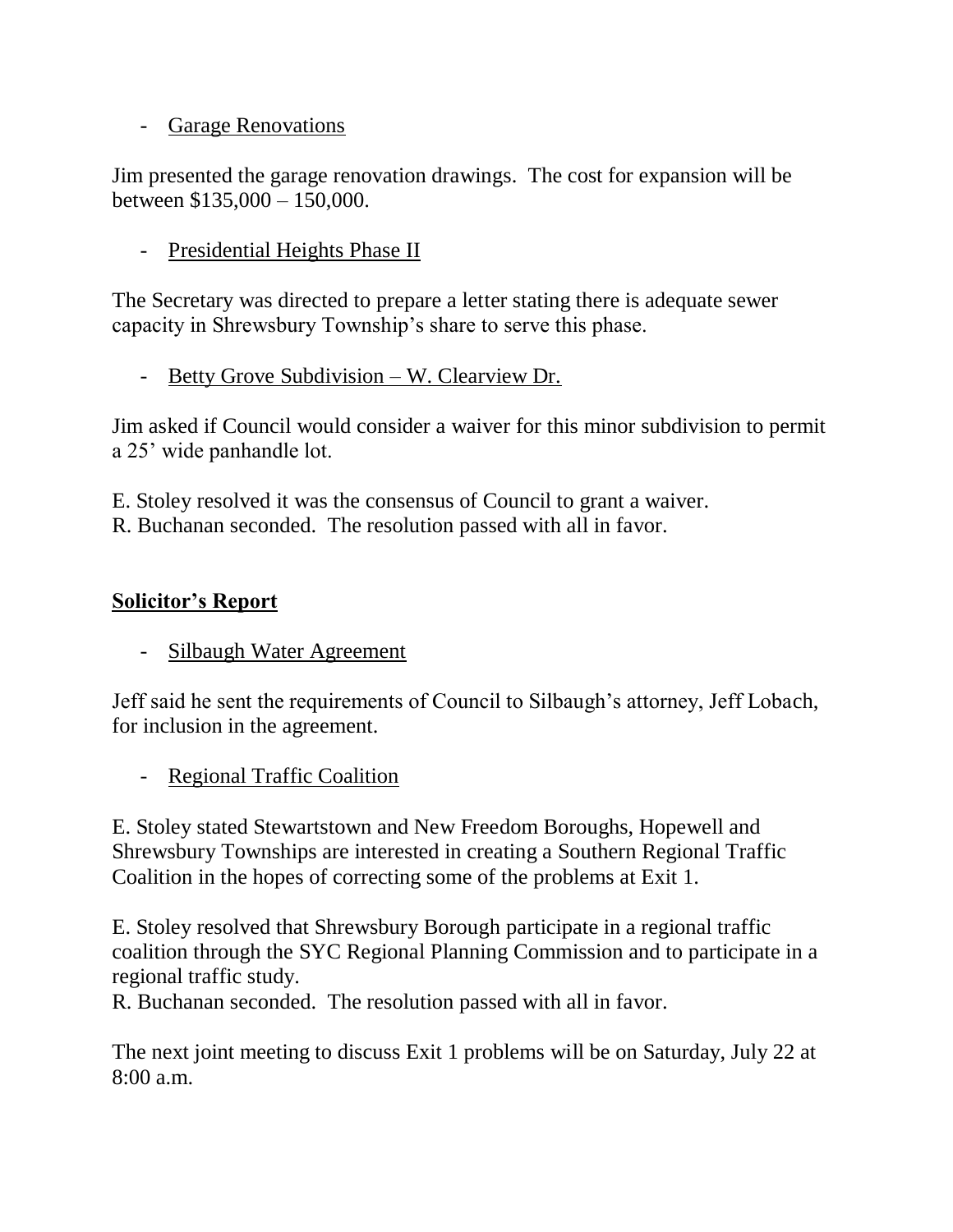- Garage Renovations

Jim presented the garage renovation drawings. The cost for expansion will be between $135,000 – 150,000.

- Presidential Heights Phase II

The Secretary was directed to prepare a letter stating there is adequate sewer capacity in Shrewsbury Township's share to serve this phase.

- Betty Grove Subdivision – W. Clearview Dr.

Jim asked if Council would consider a waiver for this minor subdivision to permit a 25' wide panhandle lot.

E. Stoley resolved it was the consensus of Council to grant a waiver.
R. Buchanan seconded. The resolution passed with all in favor.

## Solicitor's Report

- Silbaugh Water Agreement

Jeff said he sent the requirements of Council to Silbaugh's attorney, Jeff Lobach, for inclusion in the agreement.

- Regional Traffic Coalition

E. Stoley stated Stewartstown and New Freedom Boroughs, Hopewell and Shrewsbury Townships are interested in creating a Southern Regional Traffic Coalition in the hopes of correcting some of the problems at Exit 1.

E. Stoley resolved that Shrewsbury Borough participate in a regional traffic coalition through the SYC Regional Planning Commission and to participate in a regional traffic study.
R. Buchanan seconded. The resolution passed with all in favor.

The next joint meeting to discuss Exit 1 problems will be on Saturday, July 22 at 8:00 a.m.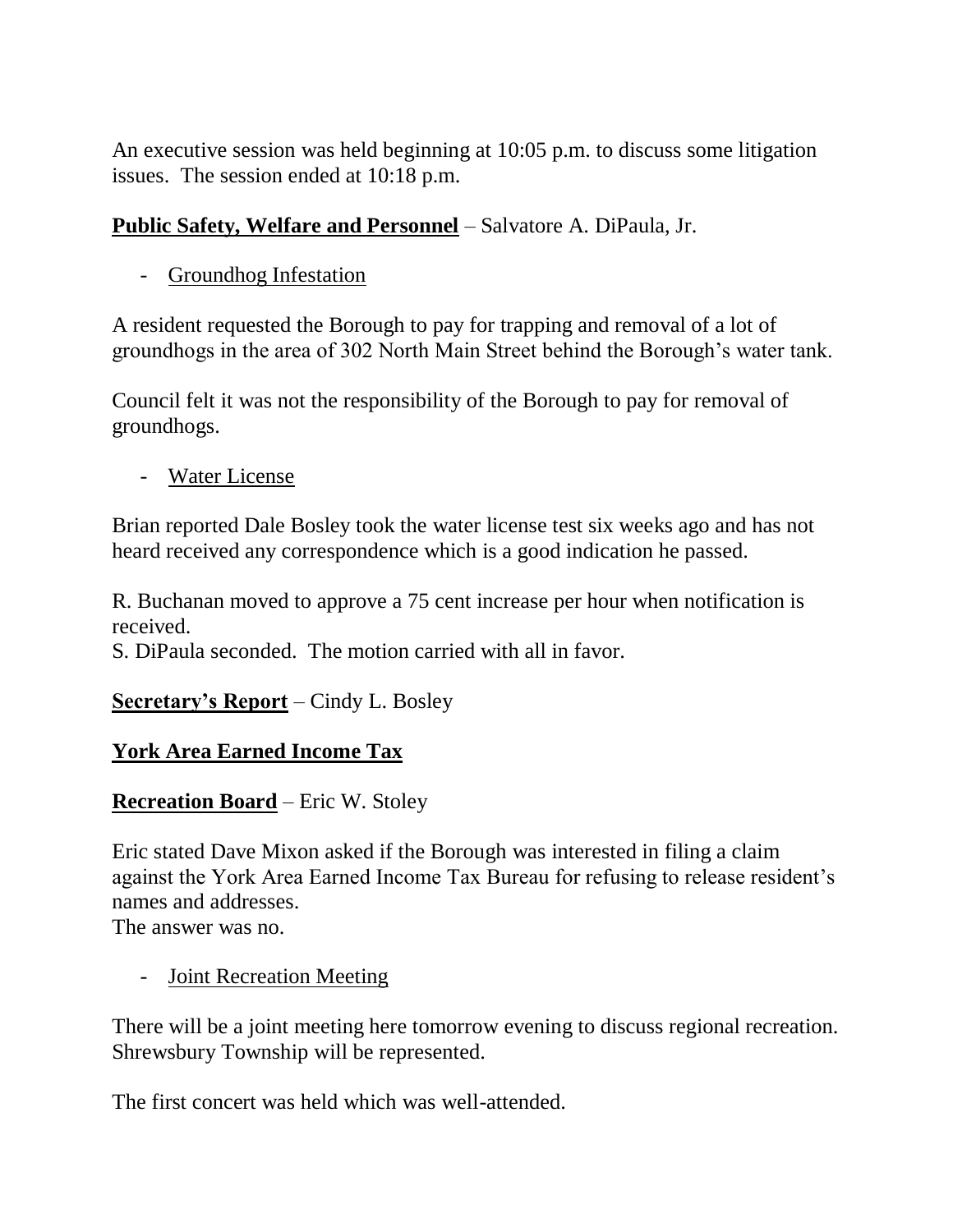An executive session was held beginning at 10:05 p.m. to discuss some litigation issues. The session ended at 10:18 p.m.

**Public Safety, Welfare and Personnel** – Salvatore A. DiPaula, Jr.

- Groundhog Infestation

A resident requested the Borough to pay for trapping and removal of a lot of groundhogs in the area of 302 North Main Street behind the Borough's water tank.

Council felt it was not the responsibility of the Borough to pay for removal of groundhogs.

- Water License

Brian reported Dale Bosley took the water license test six weeks ago and has not heard received any correspondence which is a good indication he passed.

R. Buchanan moved to approve a 75 cent increase per hour when notification is received.
S. DiPaula seconded. The motion carried with all in favor.

**Secretary's Report** – Cindy L. Bosley

**York Area Earned Income Tax**

**Recreation Board** – Eric W. Stoley

Eric stated Dave Mixon asked if the Borough was interested in filing a claim against the York Area Earned Income Tax Bureau for refusing to release resident's names and addresses.
The answer was no.

- Joint Recreation Meeting

There will be a joint meeting here tomorrow evening to discuss regional recreation. Shrewsbury Township will be represented.

The first concert was held which was well-attended.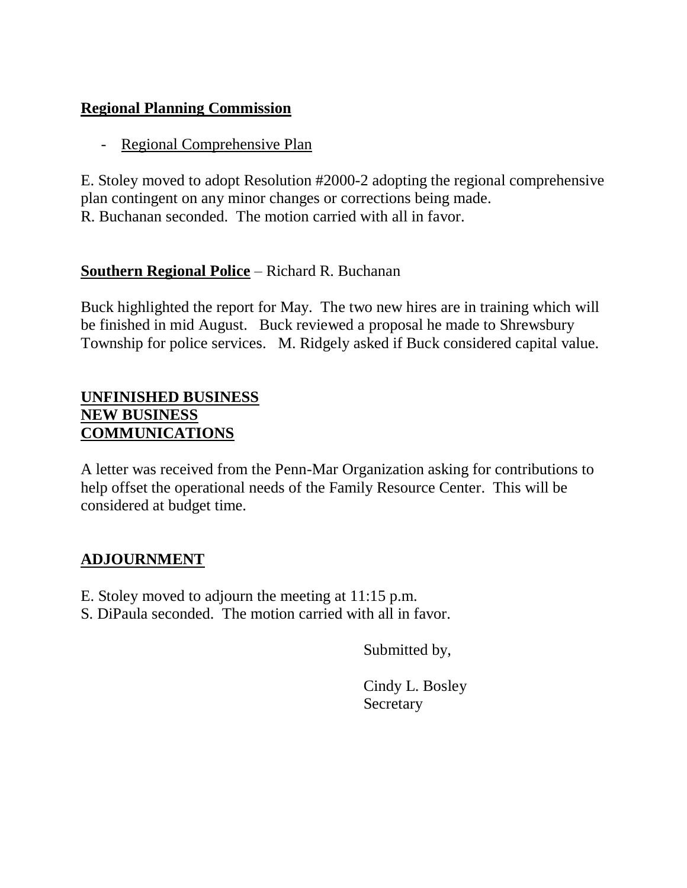**Regional Planning Commission**

- Regional Comprehensive Plan

E. Stoley moved to adopt Resolution #2000-2 adopting the regional comprehensive plan contingent on any minor changes or corrections being made.
R. Buchanan seconded. The motion carried with all in favor.

**Southern Regional Police** – Richard R. Buchanan

Buck highlighted the report for May. The two new hires are in training which will be finished in mid August. Buck reviewed a proposal he made to Shrewsbury Township for police services. M. Ridgely asked if Buck considered capital value.

**UNFINISHED BUSINESS**
**NEW BUSINESS**
**COMMUNICATIONS**

A letter was received from the Penn-Mar Organization asking for contributions to help offset the operational needs of the Family Resource Center. This will be considered at budget time.

**ADJOURNMENT**

E. Stoley moved to adjourn the meeting at 11:15 p.m.
S. DiPaula seconded. The motion carried with all in favor.

Submitted by,

Cindy L. Bosley
Secretary